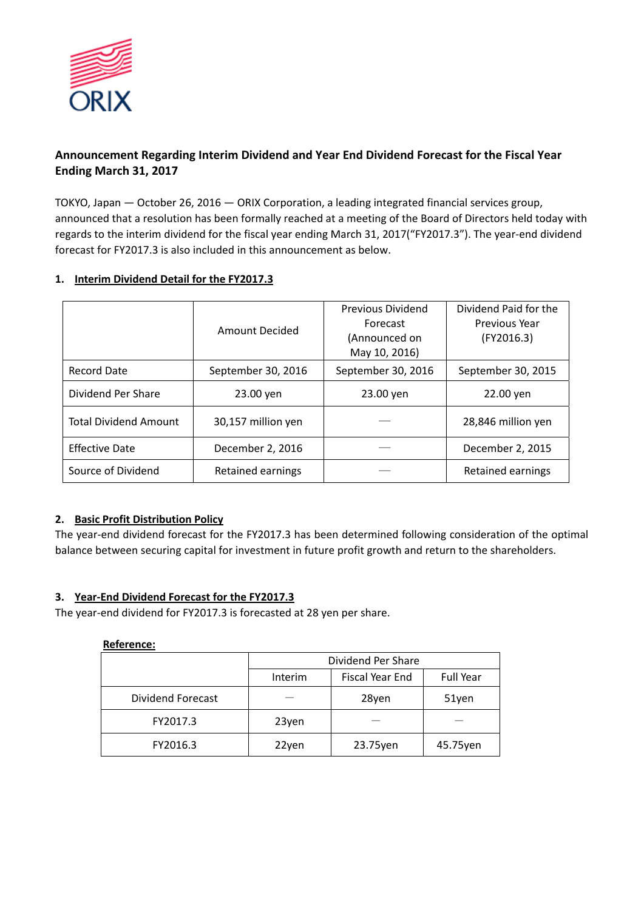ORIX

## Announcement Regarding Interim Dividend and Year End Dividend Forecast for the Fiscal Year Ending March 31, 2017

TOKYO, Japan — October 26, 2016 — ORIX Corporation, a leading integrated financial services group, announced that a resolution has been formally reached at a meeting of the Board of Directors held today with regards to the interim dividend for the fiscal year ending March 31, 2017("FY2017.3"). The year-end dividend forecast for FY2017.3 is also included in this announcement as below.

### 1. Interim Dividend Detail for the FY2017.3

| | Amount Decided | Previous Dividend Forecast (Announced on May 10, 2016) | Dividend Paid for the Previous Year (FY2016.3) |
|---|---|---|---|
| Record Date | September 30, 2016 | September 30, 2016 | September 30, 2015 |
| Dividend Per Share | 23.00 yen | 23.00 yen | 22.00 yen |
| Total Dividend Amount | 30,157 million yen | — | 28,846 million yen |
| Effective Date | December 2, 2016 | — | December 2, 2015 |
| Source of Dividend | Retained earnings | — | Retained earnings |

### 2. Basic Profit Distribution Policy

The year-end dividend forecast for the FY2017.3 has been determined following consideration of the optimal balance between securing capital for investment in future profit growth and return to the shareholders.

### 3. Year-End Dividend Forecast for the FY2017.3

The year-end dividend for FY2017.3 is forecasted at 28 yen per share.

**Reference:**

| | Dividend Per Share | | |
|---|---|---|---|
| | Interim | Fiscal Year End | Full Year |
| Dividend Forecast | — | 28yen | 51yen |
| FY2017.3 | 23yen | — | — |
| FY2016.3 | 22yen | 23.75yen | 45.75yen |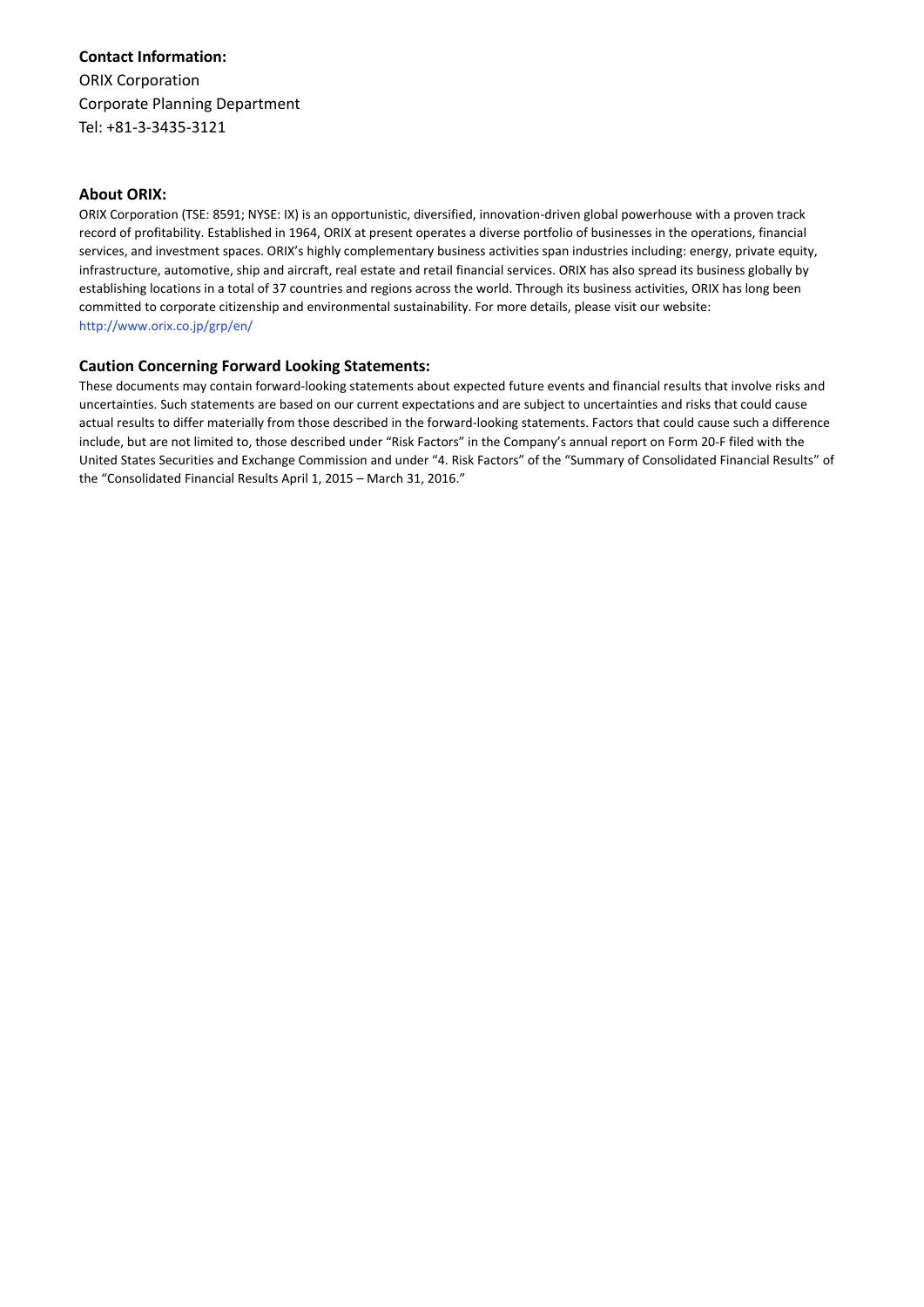**Contact Information:**

ORIX Corporation
Corporate Planning Department
Tel: +81-3-3435-3121

**About ORIX:**

ORIX Corporation (TSE: 8591; NYSE: IX) is an opportunistic, diversified, innovation-driven global powerhouse with a proven track record of profitability. Established in 1964, ORIX at present operates a diverse portfolio of businesses in the operations, financial services, and investment spaces. ORIX's highly complementary business activities span industries including: energy, private equity, infrastructure, automotive, ship and aircraft, real estate and retail financial services. ORIX has also spread its business globally by establishing locations in a total of 37 countries and regions across the world. Through its business activities, ORIX has long been committed to corporate citizenship and environmental sustainability. For more details, please visit our website: http://www.orix.co.jp/grp/en/

**Caution Concerning Forward Looking Statements:**

These documents may contain forward-looking statements about expected future events and financial results that involve risks and uncertainties. Such statements are based on our current expectations and are subject to uncertainties and risks that could cause actual results to differ materially from those described in the forward-looking statements. Factors that could cause such a difference include, but are not limited to, those described under "Risk Factors" in the Company's annual report on Form 20-F filed with the United States Securities and Exchange Commission and under "4. Risk Factors" of the "Summary of Consolidated Financial Results" of the "Consolidated Financial Results April 1, 2015 – March 31, 2016."